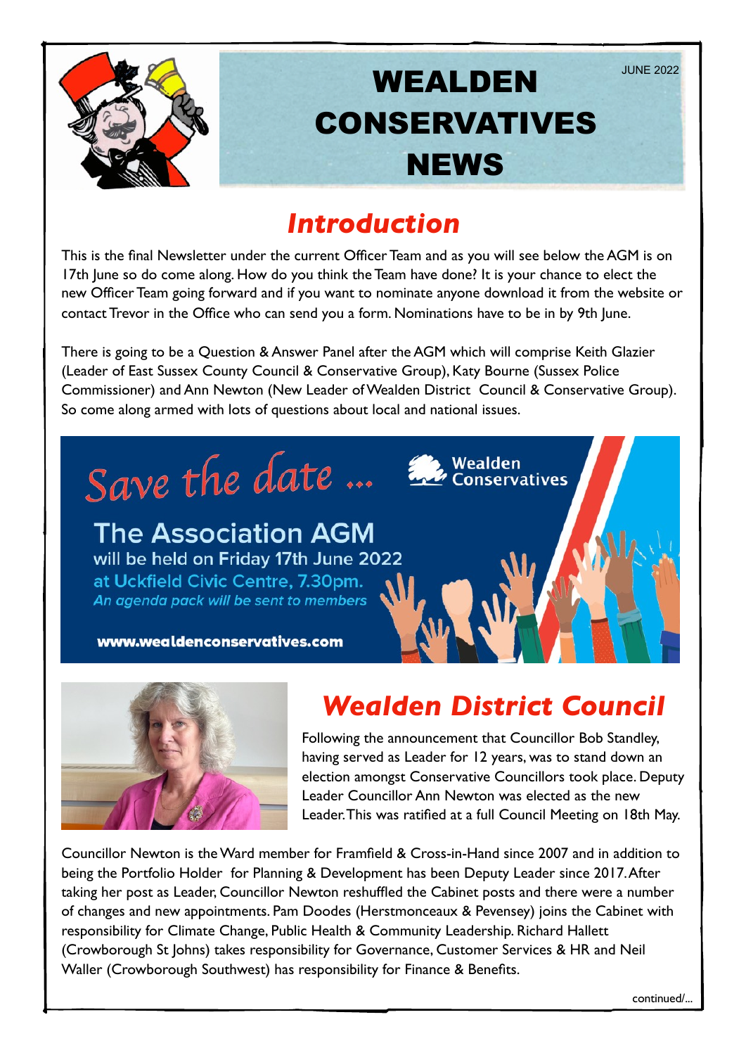JUNE 2022

# WEALDEN CONSERVATIVES NEWS

## *Introduction*

This is the final Newsletter under the current Officer Team and as you will see below the AGM is on 17th June so do come along. How do you think the Team have done? It is your chance to elect the new Officer Team going forward and if you want to nominate anyone download it from the website or contact Trevor in the Office who can send you a form. Nominations have to be in by 9th June.

There is going to be a Question & Answer Panel after the AGM which will comprise Keith Glazier (Leader of East Sussex County Council & Conservative Group), Katy Bourne (Sussex Police Commissioner) and Ann Newton (New Leader of Wealden District Council & Conservative Group). So come along armed with lots of questions about local and national issues.

*Save the date ...*

Wealden Conservatives

**The Association AGM**
will be held on **Friday 17th June 2022**
at Uckfield Civic Centre, 7.30pm.
*An agenda pack will be sent to members*

**www.wealdenconservatives.com**

## *Wealden District Council*

Following the announcement that Councillor Bob Standley, having served as Leader for 12 years, was to stand down an election amongst Conservative Councillors took place. Deputy Leader Councillor Ann Newton was elected as the new Leader. This was ratified at a full Council Meeting on 18th May.

Councillor Newton is the Ward member for Framfield & Cross-in-Hand since 2007 and in addition to being the Portfolio Holder for Planning & Development has been Deputy Leader since 2017. After taking her post as Leader, Councillor Newton reshuffled the Cabinet posts and there were a number of changes and new appointments. Pam Doodes (Herstmonceaux & Pevensey) joins the Cabinet with responsibility for Climate Change, Public Health & Community Leadership. Richard Hallett (Crowborough St Johns) takes responsibility for Governance, Customer Services & HR and Neil Waller (Crowborough Southwest) has responsibility for Finance & Benefits.

continued/...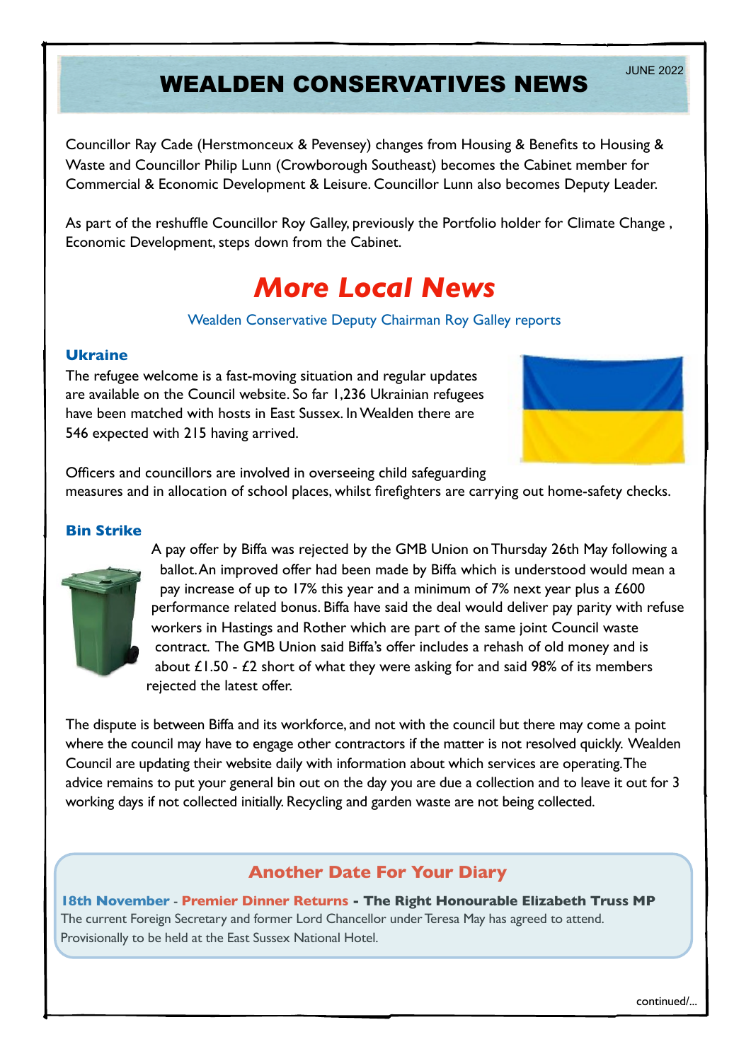# WEALDEN CONSERVATIVES NEWS

JUNE 2022

Councillor Ray Cade (Herstmonceux & Pevensey) changes from Housing & Benefits to Housing & Waste and Councillor Philip Lunn (Crowborough Southeast) becomes the Cabinet member for Commercial & Economic Development & Leisure. Councillor Lunn also becomes Deputy Leader.

As part of the reshuffle Councillor Roy Galley, previously the Portfolio holder for Climate Change , Economic Development, steps down from the Cabinet.

## *More Local News*

Wealden Conservative Deputy Chairman Roy Galley reports

### Ukraine

The refugee welcome is a fast-moving situation and regular updates are available on the Council website. So far 1,236 Ukrainian refugees have been matched with hosts in East Sussex. In Wealden there are 546 expected with 215 having arrived.

Officers and councillors are involved in overseeing child safeguarding measures and in allocation of school places, whilst firefighters are carrying out home-safety checks.

### Bin Strike

A pay offer by Biffa was rejected by the GMB Union on Thursday 26th May following a ballot. An improved offer had been made by Biffa which is understood would mean a pay increase of up to 17% this year and a minimum of 7% next year plus a £600 performance related bonus. Biffa have said the deal would deliver pay parity with refuse workers in Hastings and Rother which are part of the same joint Council waste contract. The GMB Union said Biffa's offer includes a rehash of old money and is about £1.50 - £2 short of what they were asking for and said 98% of its members rejected the latest offer.

The dispute is between Biffa and its workforce, and not with the council but there may come a point where the council may have to engage other contractors if the matter is not resolved quickly. Wealden Council are updating their website daily with information about which services are operating. The advice remains to put your general bin out on the day you are due a collection and to leave it out for 3 working days if not collected initially. Recycling and garden waste are not being collected.

### Another Date For Your Diary

**18th November - Premier Dinner Returns - The Right Honourable Elizabeth Truss MP**
The current Foreign Secretary and former Lord Chancellor under Teresa May has agreed to attend. Provisionally to be held at the East Sussex National Hotel.

continued/...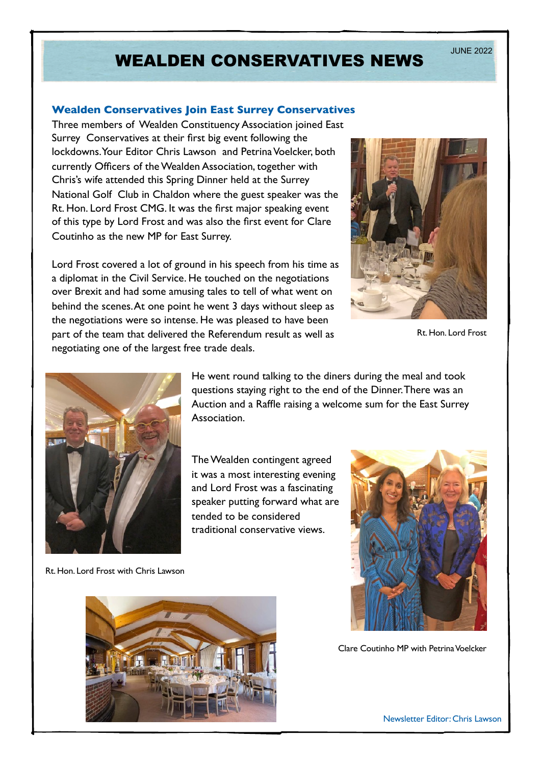# WEALDEN CONSERVATIVES NEWS

JUNE 2022

## Wealden Conservatives Join East Surrey Conservatives

Three members of Wealden Constituency Association joined East Surrey Conservatives at their first big event following the lockdowns. Your Editor Chris Lawson and Petrina Voelcker, both currently Officers of the Wealden Association, together with Chris's wife attended this Spring Dinner held at the Surrey National Golf Club in Chaldon where the guest speaker was the Rt. Hon. Lord Frost CMG. It was the first major speaking event of this type by Lord Frost and was also the first event for Clare Coutinho as the new MP for East Surrey.

Lord Frost covered a lot of ground in his speech from his time as a diplomat in the Civil Service. He touched on the negotiations over Brexit and had some amusing tales to tell of what went on behind the scenes. At one point he went 3 days without sleep as the negotiations were so intense. He was pleased to have been part of the team that delivered the Referendum result as well as negotiating one of the largest free trade deals.

Rt. Hon. Lord Frost

He went round talking to the diners during the meal and took questions staying right to the end of the Dinner. There was an Auction and a Raffle raising a welcome sum for the East Surrey Association.

The Wealden contingent agreed it was a most interesting evening and Lord Frost was a fascinating speaker putting forward what are tended to be considered traditional conservative views.

Rt. Hon. Lord Frost with Chris Lawson

Clare Coutinho MP with Petrina Voelcker

Newsletter Editor: Chris Lawson